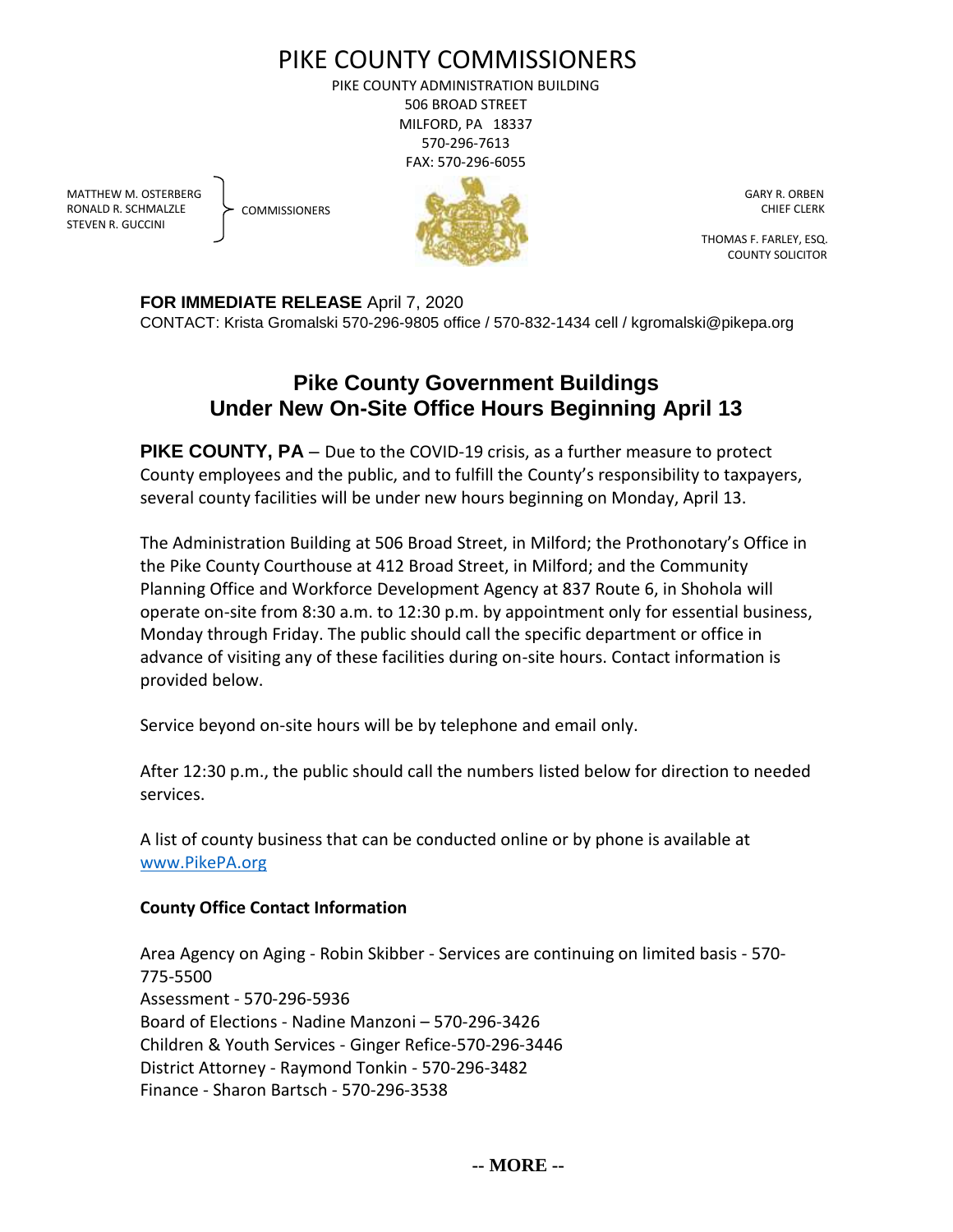# PIKE COUNTY COMMISSIONERS

PIKE COUNTY ADMINISTRATION BUILDING
506 BROAD STREET
MILFORD, PA 18337
570-296-7613
FAX: 570-296-6055

MATTHEW M. OSTERBERG
RONALD R. SCHMALZLE
STEVEN R. GUCCINI
COMMISSIONERS

GARY R. ORBEN
CHIEF CLERK

THOMAS F. FARLEY, ESQ.
COUNTY SOLICITOR

**FOR IMMEDIATE RELEASE** April 7, 2020
CONTACT: Krista Gromalski 570-296-9805 office / 570-832-1434 cell / kgromalski@pikepa.org

## Pike County Government Buildings Under New On-Site Office Hours Beginning April 13

**PIKE COUNTY, PA** – Due to the COVID-19 crisis, as a further measure to protect County employees and the public, and to fulfill the County's responsibility to taxpayers, several county facilities will be under new hours beginning on Monday, April 13.

The Administration Building at 506 Broad Street, in Milford; the Prothonotary's Office in the Pike County Courthouse at 412 Broad Street, in Milford; and the Community Planning Office and Workforce Development Agency at 837 Route 6, in Shohola will operate on-site from 8:30 a.m. to 12:30 p.m. by appointment only for essential business, Monday through Friday. The public should call the specific department or office in advance of visiting any of these facilities during on-site hours. Contact information is provided below.

Service beyond on-site hours will be by telephone and email only.

After 12:30 p.m., the public should call the numbers listed below for direction to needed services.

A list of county business that can be conducted online or by phone is available at [www.PikePA.org](http://www.PikePA.org)

**County Office Contact Information**

Area Agency on Aging - Robin Skibber - Services are continuing on limited basis - 570-775-5500
Assessment - 570-296-5936
Board of Elections - Nadine Manzoni – 570-296-3426
Children & Youth Services - Ginger Refice-570-296-3446
District Attorney - Raymond Tonkin - 570-296-3482
Finance - Sharon Bartsch - 570-296-3538

-- MORE --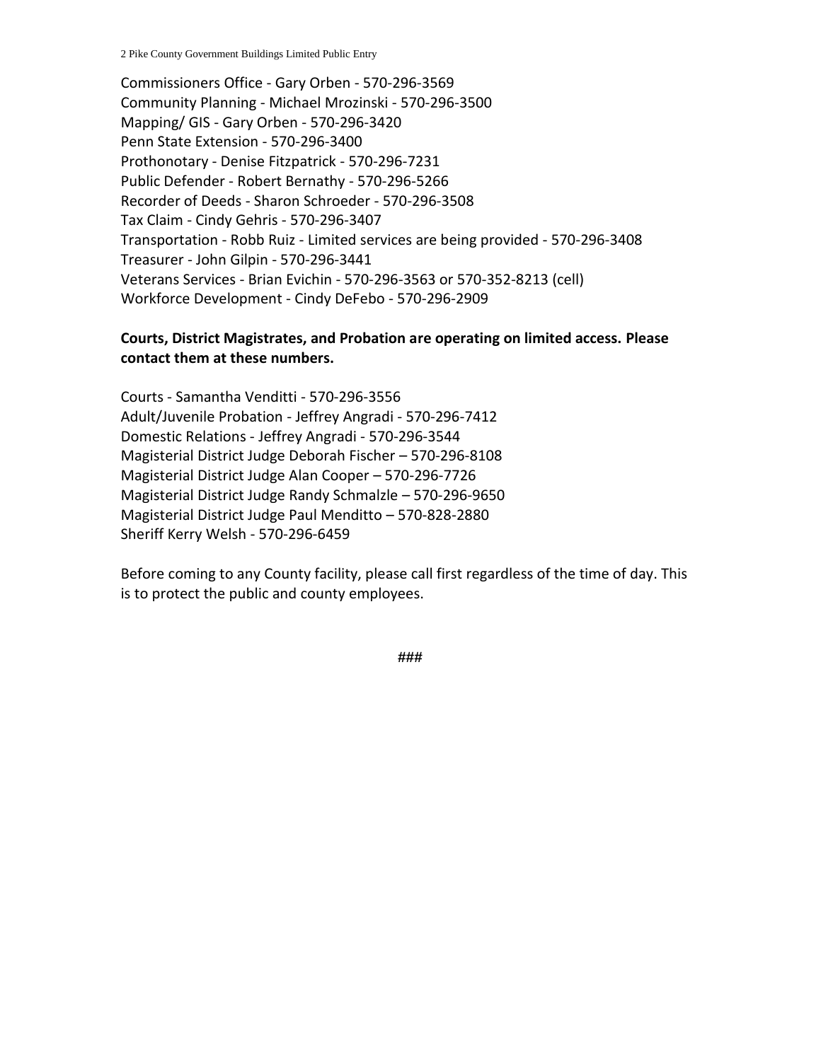Commissioners Office - Gary Orben - 570-296-3569
Community Planning - Michael Mrozinski - 570-296-3500
Mapping/ GIS - Gary Orben - 570-296-3420
Penn State Extension - 570-296-3400
Prothonotary - Denise Fitzpatrick - 570-296-7231
Public Defender - Robert Bernathy - 570-296-5266
Recorder of Deeds - Sharon Schroeder - 570-296-3508
Tax Claim - Cindy Gehris - 570-296-3407
Transportation - Robb Ruiz - Limited services are being provided - 570-296-3408
Treasurer - John Gilpin - 570-296-3441
Veterans Services - Brian Evichin - 570-296-3563 or 570-352-8213 (cell)
Workforce Development - Cindy DeFebo - 570-296-2909

**Courts, District Magistrates, and Probation are operating on limited access. Please contact them at these numbers.**

Courts - Samantha Venditti - 570-296-3556
Adult/Juvenile Probation - Jeffrey Angradi - 570-296-7412
Domestic Relations - Jeffrey Angradi - 570-296-3544
Magisterial District Judge Deborah Fischer – 570-296-8108
Magisterial District Judge Alan Cooper – 570-296-7726
Magisterial District Judge Randy Schmalzle – 570-296-9650
Magisterial District Judge Paul Menditto – 570-828-2880
Sheriff Kerry Welsh - 570-296-6459

Before coming to any County facility, please call first regardless of the time of day. This is to protect the public and county employees.

###